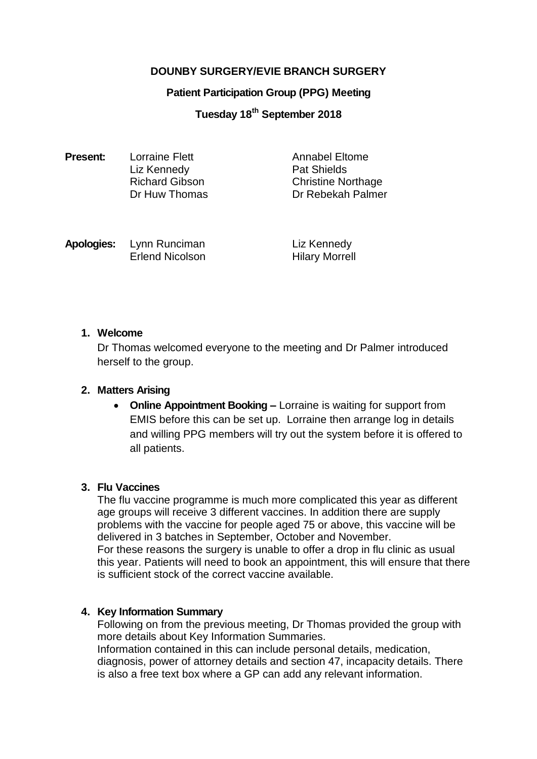**DOUNBY SURGERY/EVIE BRANCH SURGERY**

**Patient Participation Group (PPG) Meeting**

**Tuesday 18th September 2018**

**Present:**

| | |
|---|---|
| Lorraine Flett | Annabel Eltome |
| Liz Kennedy | Pat Shields |
| Richard Gibson | Christine Northage |
| Dr Huw Thomas | Dr Rebekah Palmer |

**Apologies:**

| | |
|---|---|
| Lynn Runciman | Liz Kennedy |
| Erlend Nicolson | Hilary Morrell |

1. **Welcome**

   Dr Thomas welcomed everyone to the meeting and Dr Palmer introduced herself to the group.

2. **Matters Arising**

   - **Online Appointment Booking –** Lorraine is waiting for support from EMIS before this can be set up. Lorraine then arrange log in details and willing PPG members will try out the system before it is offered to all patients.

3. **Flu Vaccines**

   The flu vaccine programme is much more complicated this year as different age groups will receive 3 different vaccines. In addition there are supply problems with the vaccine for people aged 75 or above, this vaccine will be delivered in 3 batches in September, October and November.
   For these reasons the surgery is unable to offer a drop in flu clinic as usual this year. Patients will need to book an appointment, this will ensure that there is sufficient stock of the correct vaccine available.

4. **Key Information Summary**

   Following on from the previous meeting, Dr Thomas provided the group with more details about Key Information Summaries.
   Information contained in this can include personal details, medication, diagnosis, power of attorney details and section 47, incapacity details. There is also a free text box where a GP can add any relevant information.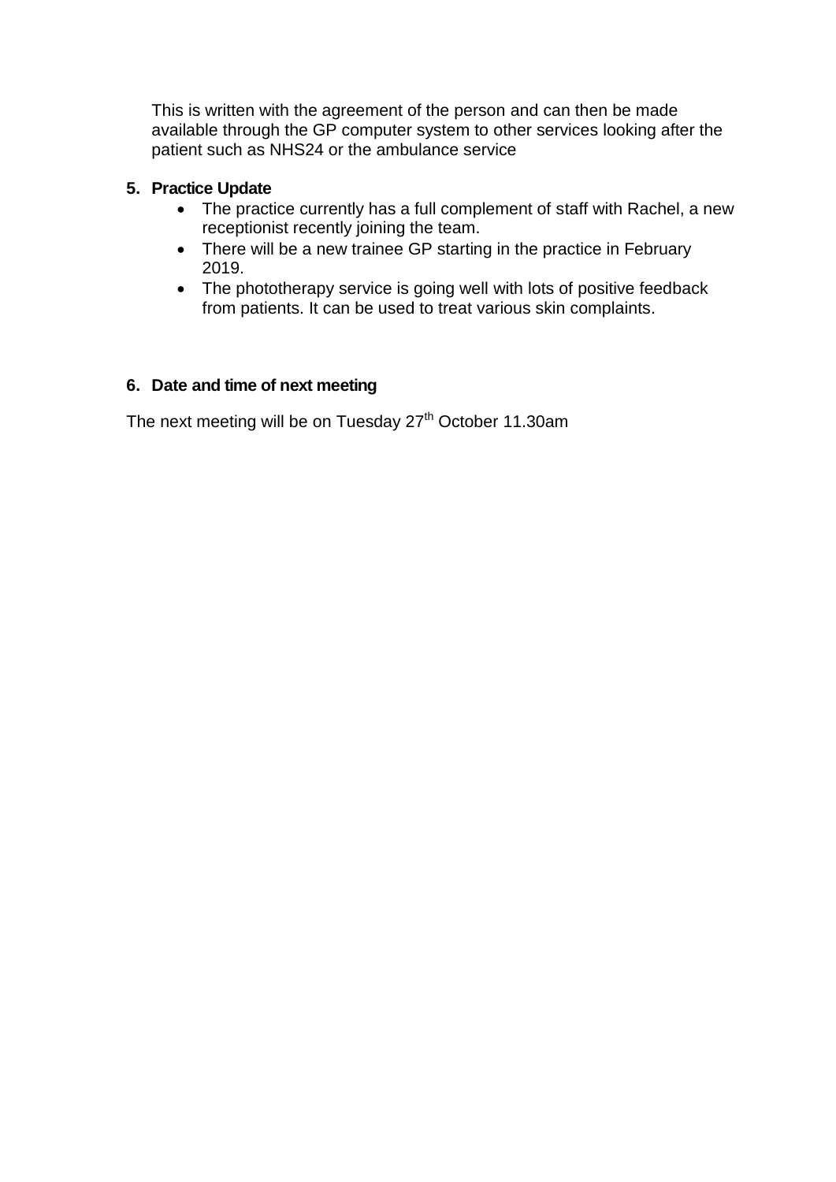This is written with the agreement of the person and can then be made available through the GP computer system to other services looking after the patient such as NHS24 or the ambulance service

5. **Practice Update**
    - The practice currently has a full complement of staff with Rachel, a new receptionist recently joining the team.
    - There will be a new trainee GP starting in the practice in February 2019.
    - The phototherapy service is going well with lots of positive feedback from patients. It can be used to treat various skin complaints.

6. **Date and time of next meeting**

The next meeting will be on Tuesday 27th October 11.30am